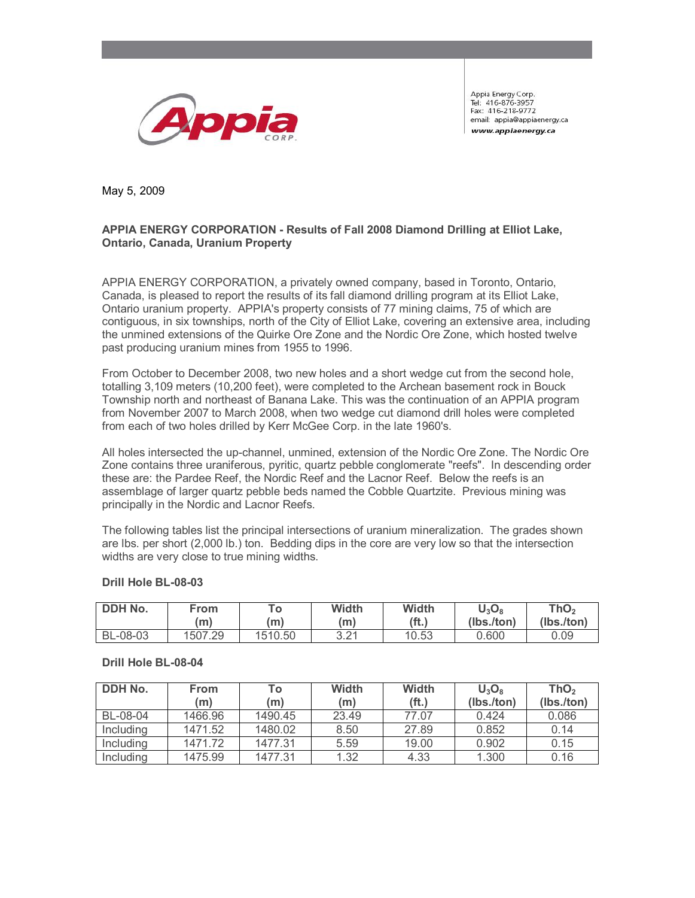Appia Energy Corp.
Tel: 416-876-3957
Fax: 416-218-9772
email: appia@appiaenergy.ca
www.appiaenergy.ca

May 5, 2009

**APPIA ENERGY CORPORATION - Results of Fall 2008 Diamond Drilling at Elliot Lake, Ontario, Canada, Uranium Property**

APPIA ENERGY CORPORATION, a privately owned company, based in Toronto, Ontario, Canada, is pleased to report the results of its fall diamond drilling program at its Elliot Lake, Ontario uranium property. APPIA's property consists of 77 mining claims, 75 of which are contiguous, in six townships, north of the City of Elliot Lake, covering an extensive area, including the unmined extensions of the Quirke Ore Zone and the Nordic Ore Zone, which hosted twelve past producing uranium mines from 1955 to 1996.

From October to December 2008, two new holes and a short wedge cut from the second hole, totalling 3,109 meters (10,200 feet), were completed to the Archean basement rock in Bouck Township north and northeast of Banana Lake. This was the continuation of an APPIA program from November 2007 to March 2008, when two wedge cut diamond drill holes were completed from each of two holes drilled by Kerr McGee Corp. in the late 1960's.

All holes intersected the up-channel, unmined, extension of the Nordic Ore Zone. The Nordic Ore Zone contains three uraniferous, pyritic, quartz pebble conglomerate "reefs". In descending order these are: the Pardee Reef, the Nordic Reef and the Lacnor Reef. Below the reefs is an assemblage of larger quartz pebble beds named the Cobble Quartzite. Previous mining was principally in the Nordic and Lacnor Reefs.

The following tables list the principal intersections of uranium mineralization. The grades shown are lbs. per short (2,000 lb.) ton. Bedding dips in the core are very low so that the intersection widths are very close to true mining widths.

**Drill Hole BL-08-03**

| DDH No. | From (m) | To (m) | Width (m) | Width (ft.) | $U_3O_8$ (lbs./ton) | $ThO_2$ (lbs./ton) |
|---|---|---|---|---|---|---|
| BL-08-03 | 1507.29 | 1510.50 | 3.21 | 10.53 | 0.600 | 0.09 |

**Drill Hole BL-08-04**

| DDH No. | From (m) | To (m) | Width (m) | Width (ft.) | $U_3O_8$ (lbs./ton) | $ThO_2$ (lbs./ton) |
|---|---|---|---|---|---|---|
| BL-08-04 | 1466.96 | 1490.45 | 23.49 | 77.07 | 0.424 | 0.086 |
| Including | 1471.52 | 1480.02 | 8.50 | 27.89 | 0.852 | 0.14 |
| Including | 1471.72 | 1477.31 | 5.59 | 19.00 | 0.902 | 0.15 |
| Including | 1475.99 | 1477.31 | 1.32 | 4.33 | 1.300 | 0.16 |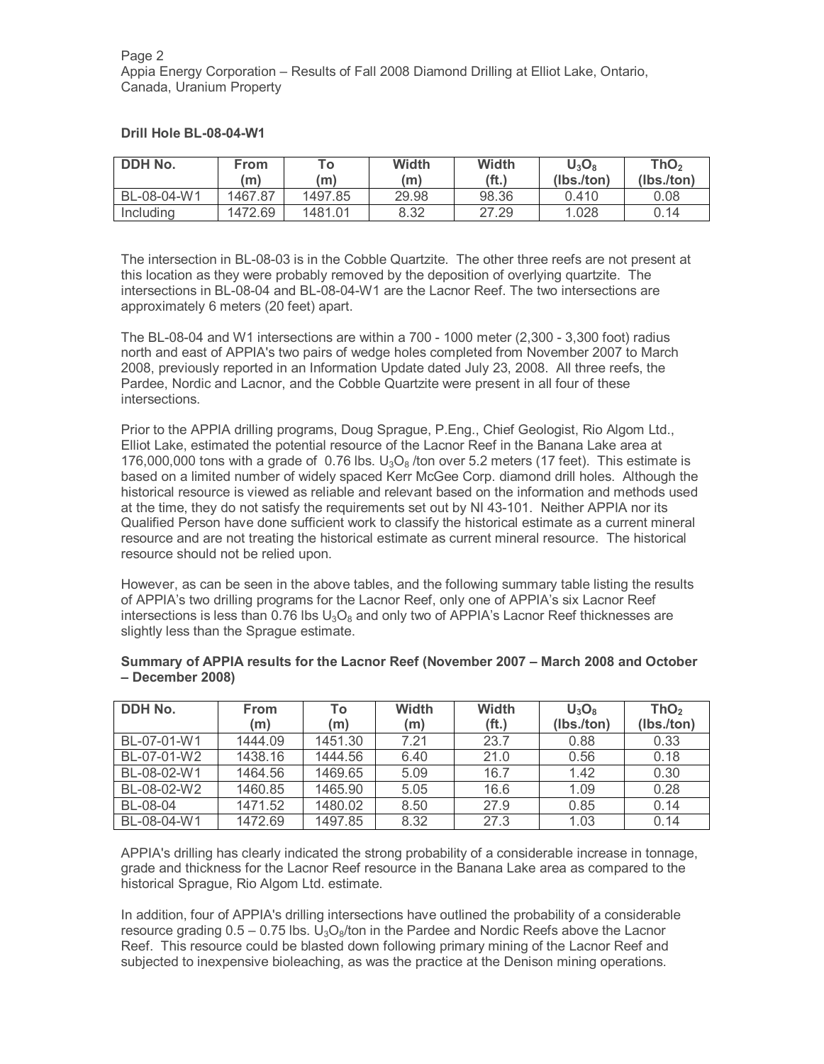**Drill Hole BL-08-04-W1**

| DDH No. | From (m) | To (m) | Width (m) | Width (ft.) | $U_3O_8$ (lbs./ton) | $ThO_2$ (lbs./ton) |
|---|---|---|---|---|---|---|
| BL-08-04-W1 | 1467.87 | 1497.85 | 29.98 | 98.36 | 0.410 | 0.08 |
| Including | 1472.69 | 1481.01 | 8.32 | 27.29 | 1.028 | 0.14 |

The intersection in BL-08-03 is in the Cobble Quartzite. The other three reefs are not present at this location as they were probably removed by the deposition of overlying quartzite. The intersections in BL-08-04 and BL-08-04-W1 are the Lacnor Reef. The two intersections are approximately 6 meters (20 feet) apart.

The BL-08-04 and W1 intersections are within a 700 - 1000 meter (2,300 - 3,300 foot) radius north and east of APPIA's two pairs of wedge holes completed from November 2007 to March 2008, previously reported in an Information Update dated July 23, 2008. All three reefs, the Pardee, Nordic and Lacnor, and the Cobble Quartzite were present in all four of these intersections.

Prior to the APPIA drilling programs, Doug Sprague, P.Eng., Chief Geologist, Rio Algom Ltd., Elliot Lake, estimated the potential resource of the Lacnor Reef in the Banana Lake area at 176,000,000 tons with a grade of 0.76 lbs. $U_3O_8$ /ton over 5.2 meters (17 feet). This estimate is based on a limited number of widely spaced Kerr McGee Corp. diamond drill holes. Although the historical resource is viewed as reliable and relevant based on the information and methods used at the time, they do not satisfy the requirements set out by NI 43-101. Neither APPIA nor its Qualified Person have done sufficient work to classify the historical estimate as a current mineral resource and are not treating the historical estimate as current mineral resource. The historical resource should not be relied upon.

However, as can be seen in the above tables, and the following summary table listing the results of APPIA's two drilling programs for the Lacnor Reef, only one of APPIA's six Lacnor Reef intersections is less than 0.76 lbs $U_3O_8$ and only two of APPIA's Lacnor Reef thicknesses are slightly less than the Sprague estimate.

**Summary of APPIA results for the Lacnor Reef (November 2007 – March 2008 and October – December 2008)**

| DDH No. | From (m) | To (m) | Width (m) | Width (ft.) | $U_3O_8$ (lbs./ton) | $ThO_2$ (lbs./ton) |
|---|---|---|---|---|---|---|
| BL-07-01-W1 | 1444.09 | 1451.30 | 7.21 | 23.7 | 0.88 | 0.33 |
| BL-07-01-W2 | 1438.16 | 1444.56 | 6.40 | 21.0 | 0.56 | 0.18 |
| BL-08-02-W1 | 1464.56 | 1469.65 | 5.09 | 16.7 | 1.42 | 0.30 |
| BL-08-02-W2 | 1460.85 | 1465.90 | 5.05 | 16.6 | 1.09 | 0.28 |
| BL-08-04 | 1471.52 | 1480.02 | 8.50 | 27.9 | 0.85 | 0.14 |
| BL-08-04-W1 | 1472.69 | 1497.85 | 8.32 | 27.3 | 1.03 | 0.14 |

APPIA's drilling has clearly indicated the strong probability of a considerable increase in tonnage, grade and thickness for the Lacnor Reef resource in the Banana Lake area as compared to the historical Sprague, Rio Algom Ltd. estimate.

In addition, four of APPIA's drilling intersections have outlined the probability of a considerable resource grading 0.5 – 0.75 lbs. $U_3O_8$/ton in the Pardee and Nordic Reefs above the Lacnor Reef. This resource could be blasted down following primary mining of the Lacnor Reef and subjected to inexpensive bioleaching, as was the practice at the Denison mining operations.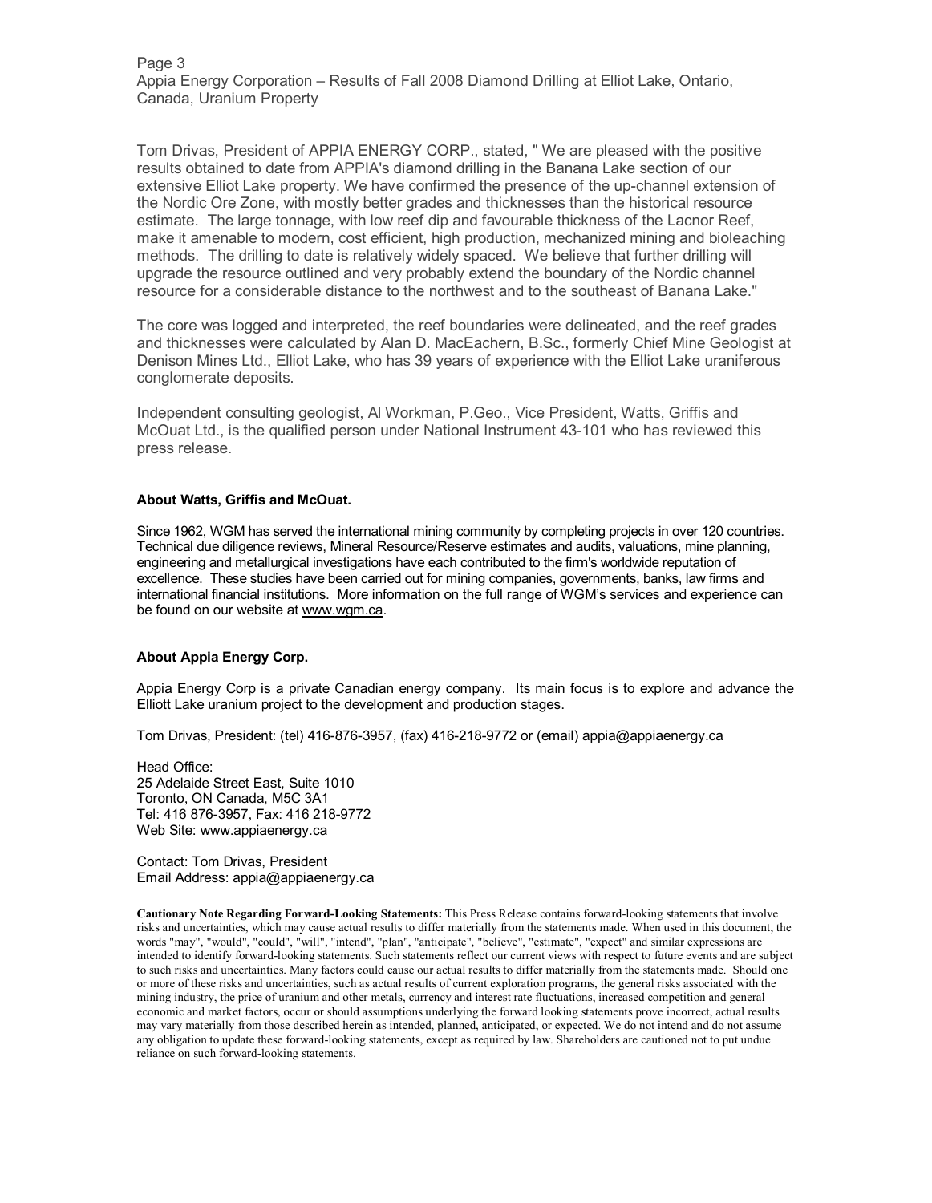Tom Drivas, President of APPIA ENERGY CORP., stated, " We are pleased with the positive results obtained to date from APPIA's diamond drilling in the Banana Lake section of our extensive Elliot Lake property. We have confirmed the presence of the up-channel extension of the Nordic Ore Zone, with mostly better grades and thicknesses than the historical resource estimate. The large tonnage, with low reef dip and favourable thickness of the Lacnor Reef, make it amenable to modern, cost efficient, high production, mechanized mining and bioleaching methods. The drilling to date is relatively widely spaced. We believe that further drilling will upgrade the resource outlined and very probably extend the boundary of the Nordic channel resource for a considerable distance to the northwest and to the southeast of Banana Lake."

The core was logged and interpreted, the reef boundaries were delineated, and the reef grades and thicknesses were calculated by Alan D. MacEachern, B.Sc., formerly Chief Mine Geologist at Denison Mines Ltd., Elliot Lake, who has 39 years of experience with the Elliot Lake uraniferous conglomerate deposits.

Independent consulting geologist, Al Workman, P.Geo., Vice President, Watts, Griffis and McOuat Ltd., is the qualified person under National Instrument 43-101 who has reviewed this press release.

**About Watts, Griffis and McOuat.**

Since 1962, WGM has served the international mining community by completing projects in over 120 countries. Technical due diligence reviews, Mineral Resource/Reserve estimates and audits, valuations, mine planning, engineering and metallurgical investigations have each contributed to the firm's worldwide reputation of excellence. These studies have been carried out for mining companies, governments, banks, law firms and international financial institutions. More information on the full range of WGM's services and experience can be found on our website at www.wgm.ca.

**About Appia Energy Corp.**

Appia Energy Corp is a private Canadian energy company. Its main focus is to explore and advance the Elliott Lake uranium project to the development and production stages.

Tom Drivas, President: (tel) 416-876-3957, (fax) 416-218-9772 or (email) appia@appiaenergy.ca

Head Office:
25 Adelaide Street East, Suite 1010
Toronto, ON Canada, M5C 3A1
Tel: 416 876-3957, Fax: 416 218-9772
Web Site: www.appiaenergy.ca

Contact: Tom Drivas, President
Email Address: appia@appiaenergy.ca

**Cautionary Note Regarding Forward-Looking Statements:** This Press Release contains forward-looking statements that involve risks and uncertainties, which may cause actual results to differ materially from the statements made. When used in this document, the words "may", "would", "could", "will", "intend", "plan", "anticipate", "believe", "estimate", "expect" and similar expressions are intended to identify forward-looking statements. Such statements reflect our current views with respect to future events and are subject to such risks and uncertainties. Many factors could cause our actual results to differ materially from the statements made. Should one or more of these risks and uncertainties, such as actual results of current exploration programs, the general risks associated with the mining industry, the price of uranium and other metals, currency and interest rate fluctuations, increased competition and general economic and market factors, occur or should assumptions underlying the forward looking statements prove incorrect, actual results may vary materially from those described herein as intended, planned, anticipated, or expected. We do not intend and do not assume any obligation to update these forward-looking statements, except as required by law. Shareholders are cautioned not to put undue reliance on such forward-looking statements.